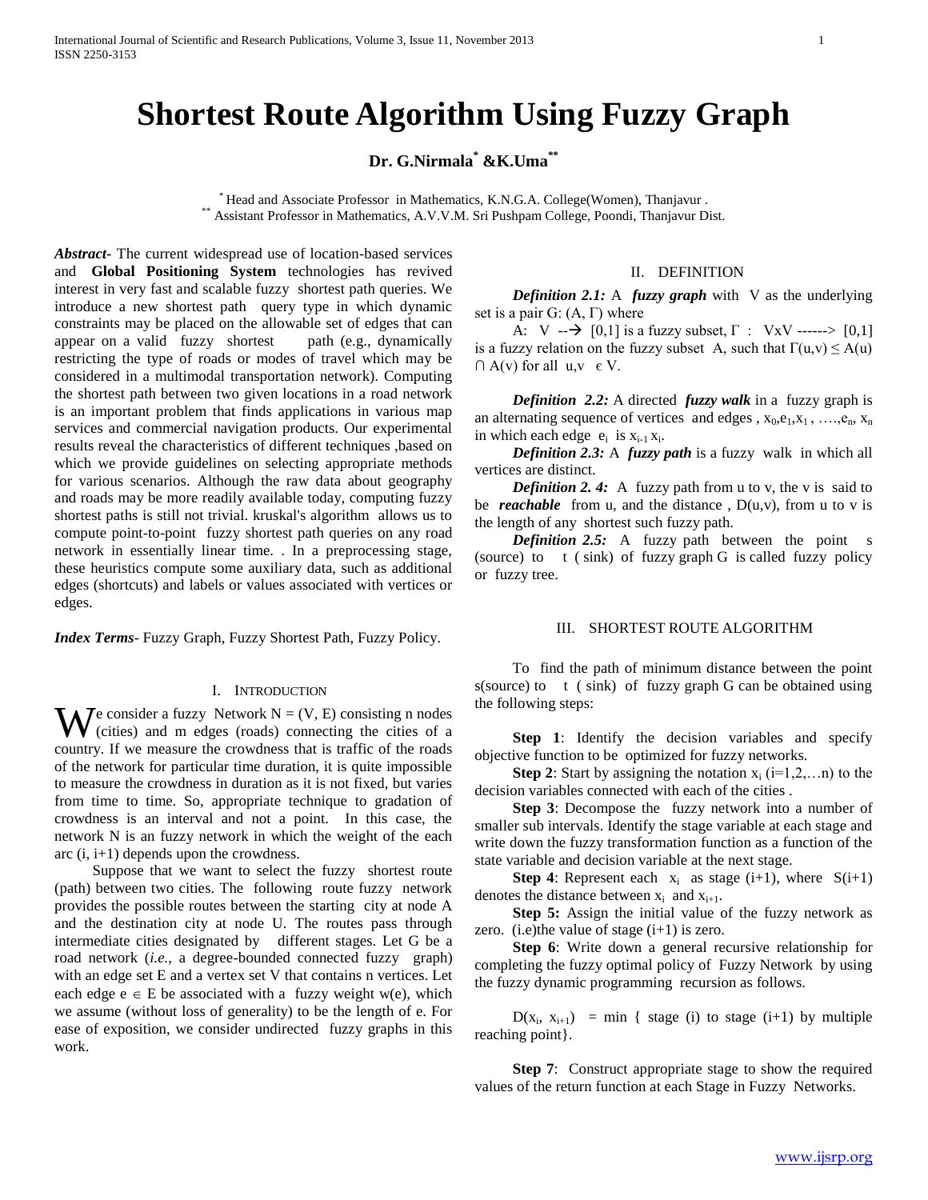# Shortest Route Algorithm Using Fuzzy Graph

**Dr. G.Nirmala[*] &K.Uma[**]**

[*] Head and Associate Professor in Mathematics, K.N.G.A. College(Women), Thanjavur .
[**] Assistant Professor in Mathematics, A.V.V.M. Sri Pushpam College, Poondi, Thanjavur Dist.

***Abstract***- The current widespread use of location-based services and **Global Positioning System** technologies has revived interest in very fast and scalable fuzzy shortest path queries. We introduce a new shortest path query type in which dynamic constraints may be placed on the allowable set of edges that can appear on a valid fuzzy shortest path (e.g., dynamically restricting the type of roads or modes of travel which may be considered in a multimodal transportation network). Computing the shortest path between two given locations in a road network is an important problem that finds applications in various map services and commercial navigation products. Our experimental results reveal the characteristics of different techniques ,based on which we provide guidelines on selecting appropriate methods for various scenarios. Although the raw data about geography and roads may be more readily available today, computing fuzzy shortest paths is still not trivial. kruskal's algorithm allows us to compute point-to-point fuzzy shortest path queries on any road network in essentially linear time. . In a preprocessing stage, these heuristics compute some auxiliary data, such as additional edges (shortcuts) and labels or values associated with vertices or edges.

***Index Terms***- Fuzzy Graph, Fuzzy Shortest Path, Fuzzy Policy.

## I. Introduction

We consider a fuzzy Network N = (V, E) consisting n nodes (cities) and m edges (roads) connecting the cities of a country. If we measure the crowdness that is traffic of the roads of the network for particular time duration, it is quite impossible to measure the crowdness in duration as it is not fixed, but varies from time to time. So, appropriate technique to gradation of crowdness is an interval and not a point. In this case, the network N is an fuzzy network in which the weight of the each arc (i, i+1) depends upon the crowdness.

Suppose that we want to select the fuzzy shortest route (path) between two cities. The following route fuzzy network provides the possible routes between the starting city at node A and the destination city at node U. The routes pass through intermediate cities designated by different stages. Let G be a road network (*i.e.*, a degree-bounded connected fuzzy graph) with an edge set E and a vertex set V that contains n vertices. Let each edge $e \in E$ be associated with a fuzzy weight w(e), which we assume (without loss of generality) to be the length of e. For ease of exposition, we consider undirected fuzzy graphs in this work.

## II. Definition

***Definition 2.1:*** A ***fuzzy graph*** with V as the underlying set is a pair G: (A, Γ) where

A: V --→ [0,1] is a fuzzy subset, Γ : VxV ------> [0,1] is a fuzzy relation on the fuzzy subset A, such that $\Gamma(u,v) \leq A(u) \cap A(v)$ for all $u,v \in V$.

***Definition 2.2:*** A directed ***fuzzy walk*** in a fuzzy graph is an alternating sequence of vertices and edges , $x_0, e_1, x_1, \ldots, e_n, x_n$ in which each edge $e_i$ is $x_{i-1} x_i$.

***Definition 2.3:*** A ***fuzzy path*** is a fuzzy walk in which all vertices are distinct.

***Definition 2. 4:*** A fuzzy path from u to v, the v is said to be ***reachable*** from u, and the distance , D(u,v), from u to v is the length of any shortest such fuzzy path.

***Definition 2.5:*** A fuzzy path between the point s (source) to t ( sink) of fuzzy graph G is called fuzzy policy or fuzzy tree.

## III. Shortest Route Algorithm

To find the path of minimum distance between the point s(source) to t ( sink) of fuzzy graph G can be obtained using the following steps:

**Step 1**: Identify the decision variables and specify objective function to be optimized for fuzzy networks.

**Step 2**: Start by assigning the notation $x_i$ (i=1,2,…n) to the decision variables connected with each of the cities .

**Step 3**: Decompose the fuzzy network into a number of smaller sub intervals. Identify the stage variable at each stage and write down the fuzzy transformation function as a function of the state variable and decision variable at the next stage.

**Step 4**: Represent each $x_i$ as stage (i+1), where S(i+1) denotes the distance between $x_i$ and $x_{i+1}$.

**Step 5:** Assign the initial value of the fuzzy network as zero. (i.e)the value of stage (i+1) is zero.

**Step 6**: Write down a general recursive relationship for completing the fuzzy optimal policy of Fuzzy Network by using the fuzzy dynamic programming recursion as follows.

$$D(x_i, x_{i+1}) = \min \{ \text{ stage (i) to stage (i+1) by multiple reaching point} \}.$$

**Step 7**: Construct appropriate stage to show the required values of the return function at each Stage in Fuzzy Networks.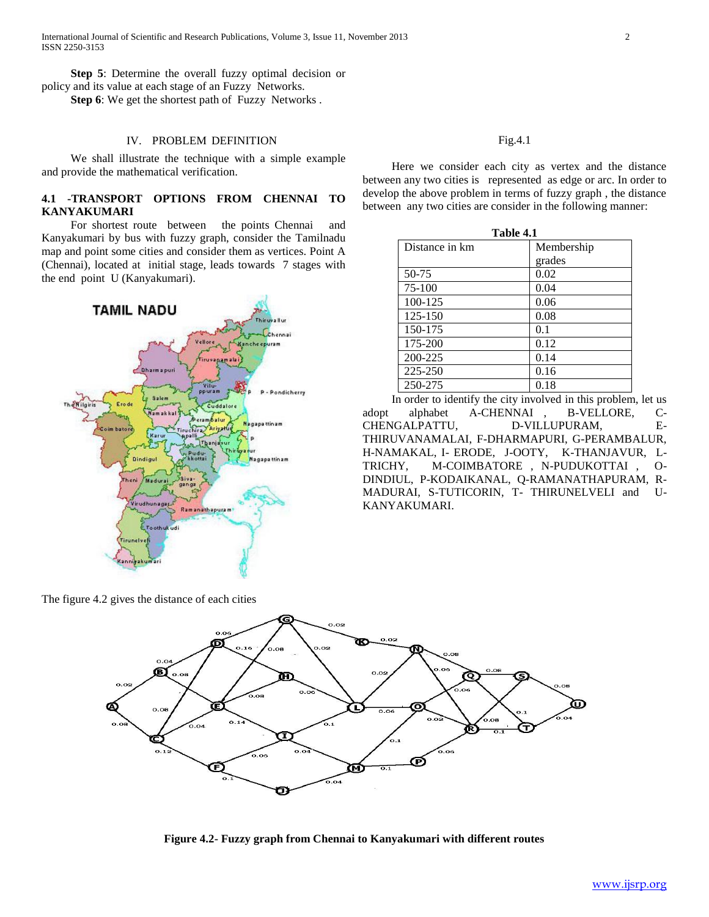**Step 5**: Determine the overall fuzzy optimal decision or policy and its value at each stage of an Fuzzy Networks.

**Step 6**: We get the shortest path of Fuzzy Networks .

## IV. PROBLEM DEFINITION

We shall illustrate the technique with a simple example and provide the mathematical verification.

### 4.1 -TRANSPORT OPTIONS FROM CHENNAI TO KANYAKUMARI

For shortest route between the points Chennai and Kanyakumari by bus with fuzzy graph, consider the Tamilnadu map and point some cities and consider them as vertices. Point A (Chennai), located at initial stage, leads towards 7 stages with the end point U (Kanyakumari).

Fig.4.1

Here we consider each city as vertex and the distance between any two cities is represented as edge or arc. In order to develop the above problem in terms of fuzzy graph , the distance between any two cities are consider in the following manner:

**Table 4.1**

| Distance in km | Membership grades |
|---|---|
| 50-75 | 0.02 |
| 75-100 | 0.04 |
| 100-125 | 0.06 |
| 125-150 | 0.08 |
| 150-175 | 0.1 |
| 175-200 | 0.12 |
| 200-225 | 0.14 |
| 225-250 | 0.16 |
| 250-275 | 0.18 |

In order to identify the city involved in this problem, let us adopt alphabet A-CHENNAI , B-VELLORE, C-CHENGALPATTU, D-VILLUPURAM, E-THIRUVANAMALAI, F-DHARMAPURI, G-PERAMBALUR, H-NAMAKAL, I- ERODE, J-OOTY, K-THANJAVUR, L-TRICHY, M-COIMBATORE , N-PUDUKOTTAI , O-DINDIUL, P-KODAIKANAL, Q-RAMANATHAPURAM, R-MADURAI, S-TUTICORIN, T- THIRUNELVELI and U-KANYAKUMARI.

The figure 4.2 gives the distance of each cities

**Figure 4.2- Fuzzy graph from Chennai to Kanyakumari with different routes**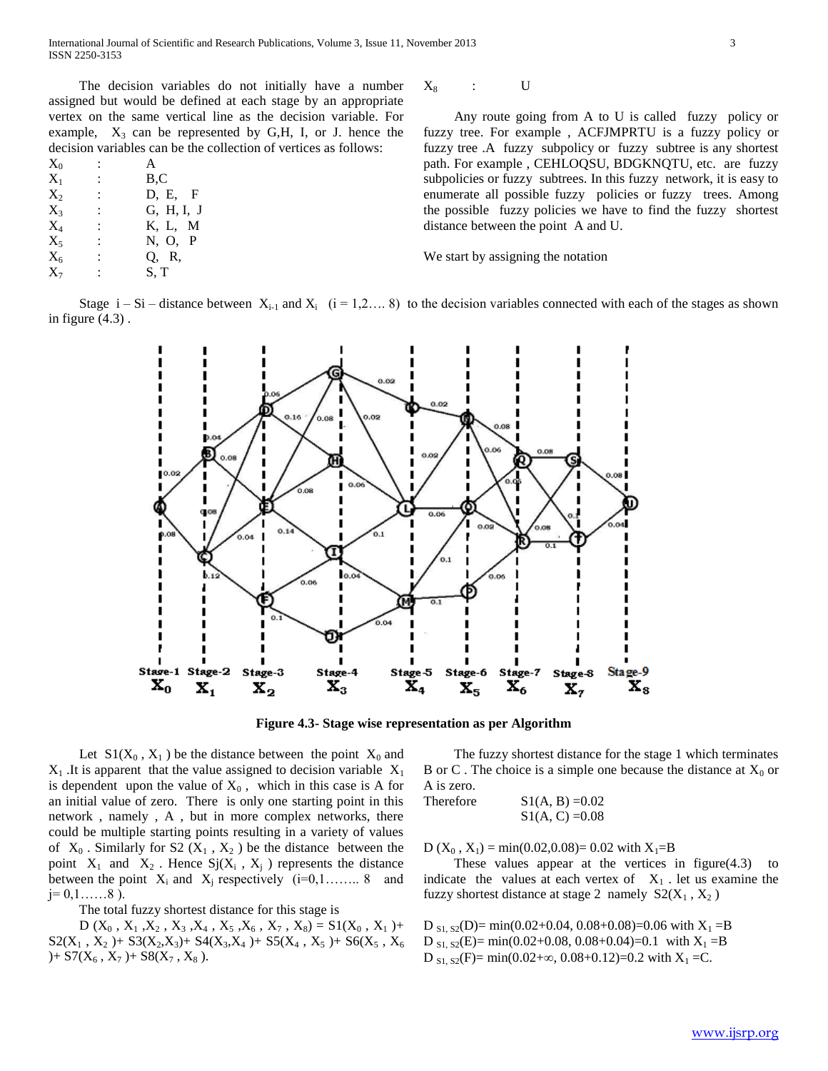The decision variables do not initially have a number assigned but would be defined at each stage by an appropriate vertex on the same vertical line as the decision variable. For example, $X_3$ can be represented by G,H, I, or J. hence the decision variables can be the collection of vertices as follows:

| | | |
|---|---|---|
| $X_0$ | : | A |
| $X_1$ | : | B,C |
| $X_2$ | : | D, E, F |
| $X_3$ | : | G, H, I, J |
| $X_4$ | : | K, L, M |
| $X_5$ | : | N, O, P |
| $X_6$ | : | Q, R, |
| $X_7$ | : | S, T |
| $X_8$ | : | U |

Any route going from A to U is called fuzzy policy or fuzzy tree. For example , ACFJMPRTU is a fuzzy policy or fuzzy tree .A fuzzy subpolicy or fuzzy subtree is any shortest path. For example , CEHLOQSU, BDGKNQTU, etc. are fuzzy subpolicies or fuzzy subtrees. In this fuzzy network, it is easy to enumerate all possible fuzzy policies or fuzzy trees. Among the possible fuzzy policies we have to find the fuzzy shortest distance between the point A and U.

We start by assigning the notation

Stage i – Si – distance between $X_{i-1}$ and $X_i$ (i = 1,2…. 8) to the decision variables connected with each of the stages as shown in figure (4.3) .

**Figure 4.3- Stage wise representation as per Algorithm**

Let $S1(X_0 , X_1)$ be the distance between the point $X_0$ and $X_1$ .It is apparent that the value assigned to decision variable $X_1$ is dependent upon the value of $X_0$ , which in this case is A for an initial value of zero. There is only one starting point in this network , namely , A , but in more complex networks, there could be multiple starting points resulting in a variety of values of $X_0$ . Similarly for $S2 (X_1 , X_2)$ be the distance between the point $X_1$ and $X_2$ . Hence $Sj(X_i , X_j)$ represents the distance between the point $X_i$ and $X_j$ respectively (i=0,1…….. 8 and j= 0,1……8 ).

The total fuzzy shortest distance for this stage is

$D (X_0 , X_1 ,X_2 , X_3 ,X_4 , X_5 ,X_6 , X_7 , X_8) = S1(X_0 , X_1 )+ S2(X_1 , X_2 )+ S3(X_2,X_3)+ S4(X_3,X_4 )+ S5(X_4 , X_5 )+ S6(X_5 , X_6 )+ S7(X_6 , X_7 )+ S8(X_7 , X_8 )$.

The fuzzy shortest distance for the stage 1 which terminates B or C . The choice is a simple one because the distance at $X_0$ or A is zero.

Therefore $S1(A, B) =0.02$
$S1(A, C) =0.08$

$D (X_0 , X_1) = \min(0.02,0.08)= 0.02$ with $X_1$=B

These values appear at the vertices in figure(4.3) to indicate the values at each vertex of $X_1$ . let us examine the fuzzy shortest distance at stage 2 namely $S2(X_1 , X_2)$

$D_{S1, S2}(D)= \min(0.02+0.04, 0.08+0.08)=0.06$ with $X_1$ =B
$D_{S1, S2}(E)= \min(0.02+0.08, 0.08+0.04)=0.1$ with $X_1$ =B
$D_{S1, S2}(F)= \min(0.02+\infty, 0.08+0.12)=0.2$ with $X_1$ =C.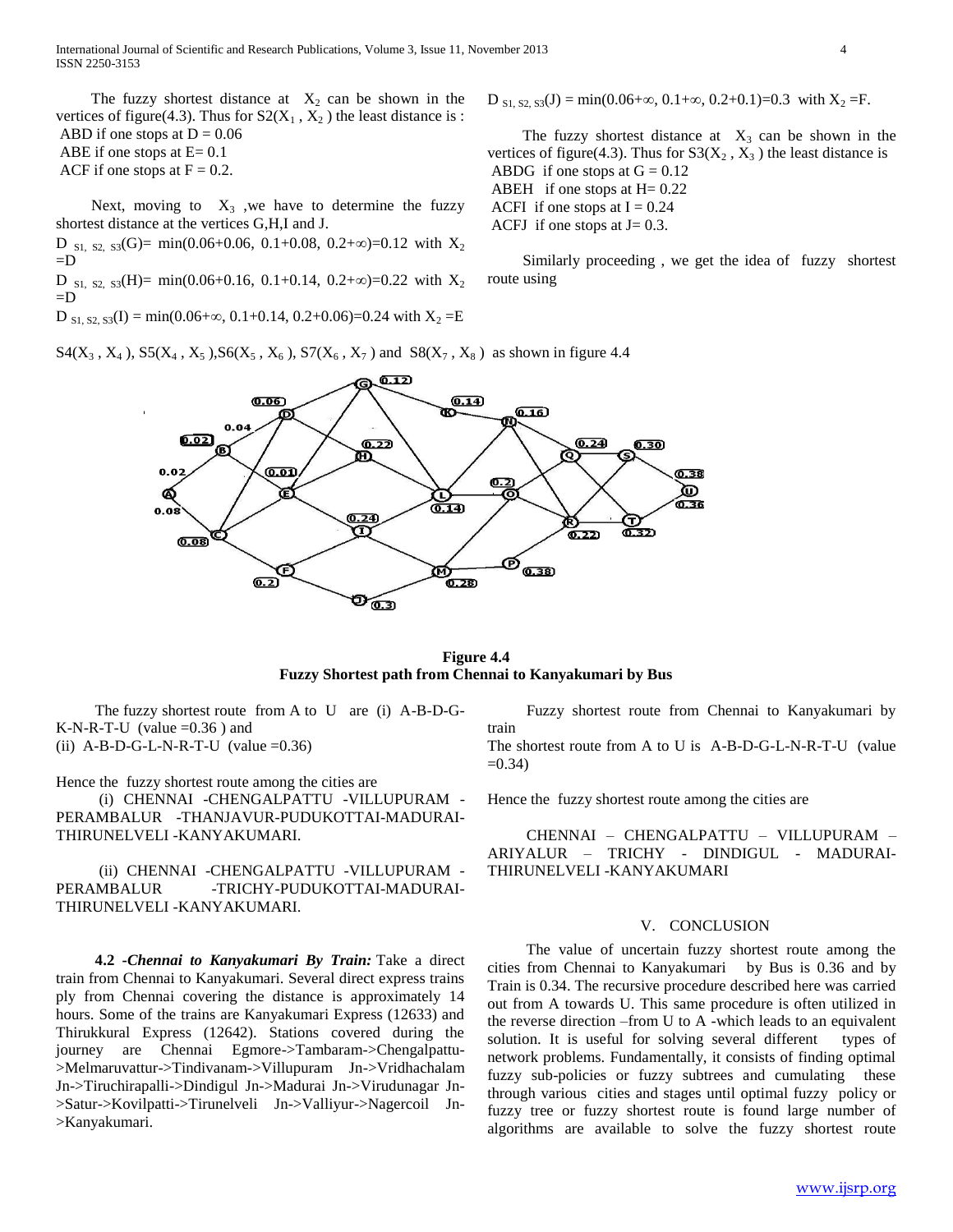The fuzzy shortest distance at $X_2$ can be shown in the vertices of figure(4.3). Thus for $S2(X_1, X_2)$ the least distance is :

ABD if one stops at D = 0.06
ABE if one stops at E= 0.1
ACF if one stops at F = 0.2.

Next, moving to $X_3$ ,we have to determine the fuzzy shortest distance at the vertices G,H,I and J.

$D_{S1, S2, S3}(G)$= min(0.06+0.06, 0.1+0.08, 0.2+∞)=0.12 with $X_2$ =D

$D_{S1, S2, S3}(H)$= min(0.06+0.16, 0.1+0.14, 0.2+∞)=0.22 with $X_2$ =D

$D_{S1, S2, S3}(I)$ = min(0.06+∞, 0.1+0.14, 0.2+0.06)=0.24 with $X_2$ =E

$D_{S1, S2, S3}(J)$ = min(0.06+∞, 0.1+∞, 0.2+0.1)=0.3 with $X_2$ =F.

The fuzzy shortest distance at $X_3$ can be shown in the vertices of figure(4.3). Thus for $S3(X_2, X_3)$ the least distance is

ABDG if one stops at G = 0.12
ABEH if one stops at H= 0.22
ACFI if one stops at I = 0.24
ACFJ if one stops at J= 0.3.

Similarly proceeding , we get the idea of fuzzy shortest route using $S4(X_3, X_4)$, $S5(X_4, X_5)$, $S6(X_5, X_6)$, $S7(X_6, X_7)$ and $S8(X_7, X_8)$ as shown in figure 4.4

**Figure 4.4**
**Fuzzy Shortest path from Chennai to Kanyakumari by Bus**

The fuzzy shortest route from A to U are (i) A-B-D-G-K-N-R-T-U (value =0.36 ) and
(ii) A-B-D-G-L-N-R-T-U (value =0.36)

Hence the fuzzy shortest route among the cities are

(i) CHENNAI -CHENGALPATTU -VILLUPURAM -PERAMBALUR -THANJAVUR-PUDUKOTTAI-MADURAI-THIRUNELVELI -KANYAKUMARI.

(ii) CHENNAI -CHENGALPATTU -VILLUPURAM -PERAMBALUR -TRICHY-PUDUKOTTAI-MADURAI-THIRUNELVELI -KANYAKUMARI.

**4.2 -*Chennai to Kanyakumari By Train:*** Take a direct train from Chennai to Kanyakumari. Several direct express trains ply from Chennai covering the distance is approximately 14 hours. Some of the trains are Kanyakumari Express (12633) and Thirukkural Express (12642). Stations covered during the journey are Chennai Egmore->Tambaram->Chengalpattu->Melmaruvattur->Tindivanam->Villupuram Jn->Vridhachalam Jn->Tiruchirapalli->Dindigul Jn->Madurai Jn->Virudunagar Jn->Satur->Kovilpatti->Tirunelveli Jn->Valliyur->Nagercoil Jn->Kanyakumari.

Fuzzy shortest route from Chennai to Kanyakumari by train

The shortest route from A to U is A-B-D-G-L-N-R-T-U (value =0.34)

Hence the fuzzy shortest route among the cities are

CHENNAI – CHENGALPATTU – VILLUPURAM – ARIYALUR – TRICHY - DINDIGUL - MADURAI-THIRUNELVELI -KANYAKUMARI

## V. CONCLUSION

The value of uncertain fuzzy shortest route among the cities from Chennai to Kanyakumari by Bus is 0.36 and by Train is 0.34. The recursive procedure described here was carried out from A towards U. This same procedure is often utilized in the reverse direction –from U to A -which leads to an equivalent solution. It is useful for solving several different types of network problems. Fundamentally, it consists of finding optimal fuzzy sub-policies or fuzzy subtrees and cumulating these through various cities and stages until optimal fuzzy policy or fuzzy tree or fuzzy shortest route is found large number of algorithms are available to solve the fuzzy shortest route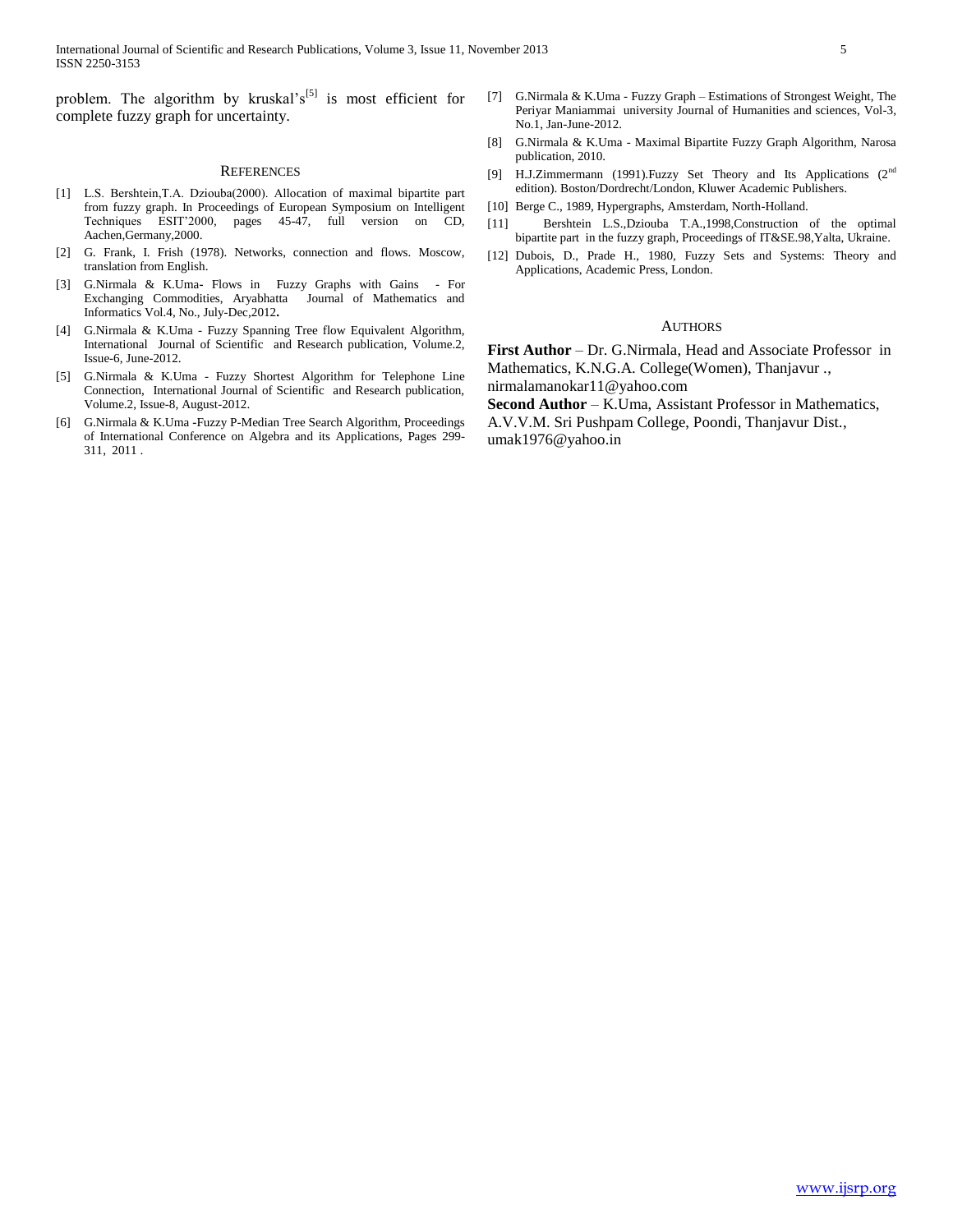problem. The algorithm by kruskal's[5] is most efficient for complete fuzzy graph for uncertainty.

## References

[1] L.S. Bershtein,T.A. Dziouba(2000). Allocation of maximal bipartite part from fuzzy graph. In Proceedings of European Symposium on Intelligent Techniques ESIT'2000, pages 45-47, full version on CD, Aachen,Germany,2000.

[2] G. Frank, I. Frish (1978). Networks, connection and flows. Moscow, translation from English.

[3] G.Nirmala & K.Uma- Flows in Fuzzy Graphs with Gains - For Exchanging Commodities, Aryabhatta Journal of Mathematics and Informatics Vol.4, No., July-Dec,2012.

[4] G.Nirmala & K.Uma - Fuzzy Spanning Tree flow Equivalent Algorithm, International Journal of Scientific and Research publication, Volume.2, Issue-6, June-2012.

[5] G.Nirmala & K.Uma - Fuzzy Shortest Algorithm for Telephone Line Connection, International Journal of Scientific and Research publication, Volume.2, Issue-8, August-2012.

[6] G.Nirmala & K.Uma -Fuzzy P-Median Tree Search Algorithm, Proceedings of International Conference on Algebra and its Applications, Pages 299-311, 2011 .

[7] G.Nirmala & K.Uma - Fuzzy Graph – Estimations of Strongest Weight, The Periyar Maniammai university Journal of Humanities and sciences, Vol-3, No.1, Jan-June-2012.

[8] G.Nirmala & K.Uma - Maximal Bipartite Fuzzy Graph Algorithm, Narosa publication, 2010.

[9] H.J.Zimmermann (1991).Fuzzy Set Theory and Its Applications (2nd edition). Boston/Dordrecht/London, Kluwer Academic Publishers.

[10] Berge C., 1989, Hypergraphs, Amsterdam, North-Holland.

[11] Bershtein L.S.,Dziouba T.A.,1998,Construction of the optimal bipartite part in the fuzzy graph, Proceedings of IT&SE.98,Yalta, Ukraine.

[12] Dubois, D., Prade H., 1980, Fuzzy Sets and Systems: Theory and Applications, Academic Press, London.

## Authors

**First Author** – Dr. G.Nirmala, Head and Associate Professor in Mathematics, K.N.G.A. College(Women), Thanjavur ., nirmalamanokar11@yahoo.com

**Second Author** – K.Uma, Assistant Professor in Mathematics, A.V.V.M. Sri Pushpam College, Poondi, Thanjavur Dist., umak1976@yahoo.in